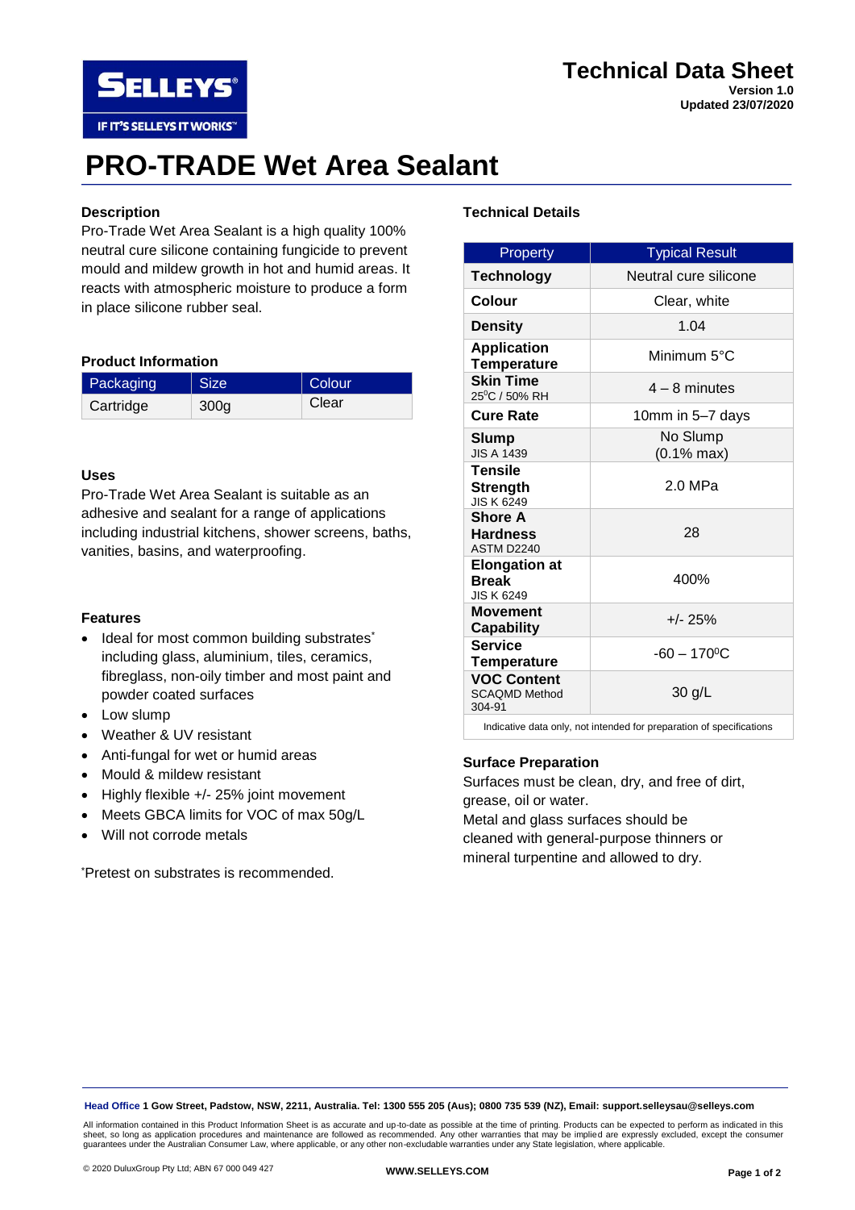# Technical Data Sheet

**Version 1.0**
**Updated 23/07/2020**

# PRO-TRADE Wet Area Sealant

## Description

Pro-Trade Wet Area Sealant is a high quality 100% neutral cure silicone containing fungicide to prevent mould and mildew growth in hot and humid areas. It reacts with atmospheric moisture to produce a form in place silicone rubber seal.

## Product Information

| Packaging | Size | Colour |
|---|---|---|
| Cartridge | 300g | Clear |

## Uses

Pro-Trade Wet Area Sealant is suitable as an adhesive and sealant for a range of applications including industrial kitchens, shower screens, baths, vanities, basins, and waterproofing.

## Features

- Ideal for most common building substrates* including glass, aluminium, tiles, ceramics, fibreglass, non-oily timber and most paint and powder coated surfaces
- Low slump
- Weather & UV resistant
- Anti-fungal for wet or humid areas
- Mould & mildew resistant
- Highly flexible +/- 25% joint movement
- Meets GBCA limits for VOC of max 50g/L
- Will not corrode metals

*Pretest on substrates is recommended.

## Technical Details

| Property | Typical Result |
|---|---|
| **Technology** | Neutral cure silicone |
| **Colour** | Clear, white |
| **Density** | 1.04 |
| **Application Temperature** | Minimum 5°C |
| **Skin Time** 25°C / 50% RH | 4 – 8 minutes |
| **Cure Rate** | 10mm in 5–7 days |
| **Slump** JIS A 1439 | No Slump (0.1% max) |
| **Tensile Strength** JIS K 6249 | 2.0 MPa |
| **Shore A Hardness** ASTM D2240 | 28 |
| **Elongation at Break** JIS K 6249 | 400% |
| **Movement Capability** | +/- 25% |
| **Service Temperature** | -60 – 170°C |
| **VOC Content** SCAQMD Method 304-91 | 30 g/L |

Indicative data only, not intended for preparation of specifications

## Surface Preparation

Surfaces must be clean, dry, and free of dirt, grease, oil or water.
Metal and glass surfaces should be cleaned with general-purpose thinners or mineral turpentine and allowed to dry.

**Head Office** 1 Gow Street, Padstow, NSW, 2211, Australia. Tel: 1300 555 205 (Aus); 0800 735 539 (NZ), Email: support.selleysau@selleys.com

All information contained in this Product Information Sheet is as accurate and up-to-date as possible at the time of printing. Products can be expected to perform as indicated in this sheet, so long as application procedures and maintenance are followed as recommended. Any other warranties that may be implied are expressly excluded, except the consumer guarantees under the Australian Consumer Law, where applicable, or any other non-excludable warranties under any State legislation, where applicable.

© 2020 DuluxGroup Pty Ltd; ABN 67 000 049 427 WWW.SELLEYS.COM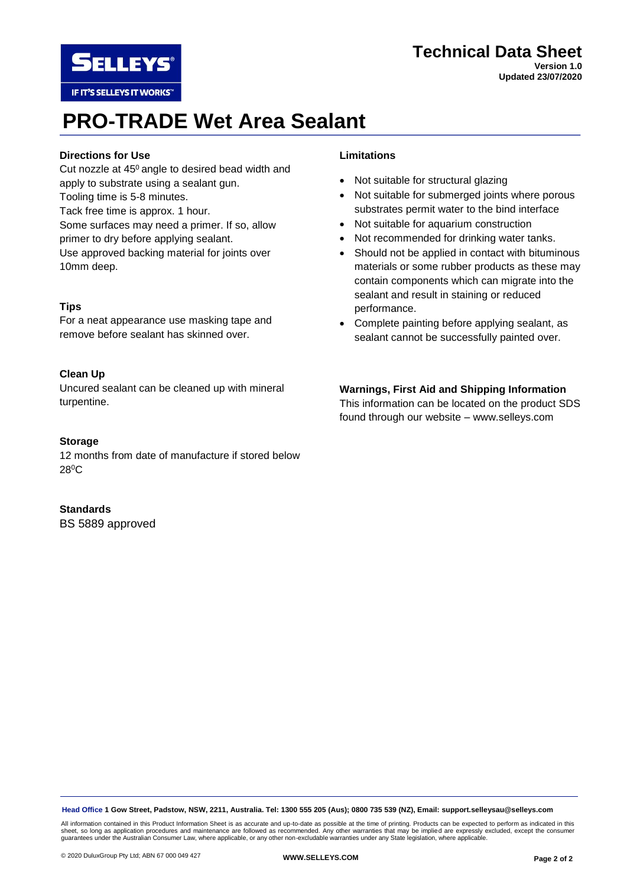# PRO-TRADE Wet Area Sealant

### Directions for Use

Cut nozzle at $45^0$ angle to desired bead width and apply to substrate using a sealant gun.
Tooling time is 5-8 minutes.
Tack free time is approx. 1 hour.
Some surfaces may need a primer. If so, allow primer to dry before applying sealant.
Use approved backing material for joints over 10mm deep.

### Tips

For a neat appearance use masking tape and remove before sealant has skinned over.

### Clean Up

Uncured sealant can be cleaned up with mineral turpentine.

### Storage

12 months from date of manufacture if stored below $28^0$C

### Standards

BS 5889 approved

### Limitations

- Not suitable for structural glazing
- Not suitable for submerged joints where porous substrates permit water to the bind interface
- Not suitable for aquarium construction
- Not recommended for drinking water tanks.
- Should not be applied in contact with bituminous materials or some rubber products as these may contain components which can migrate into the sealant and result in staining or reduced performance.
- Complete painting before applying sealant, as sealant cannot be successfully painted over.

### Warnings, First Aid and Shipping Information

This information can be located on the product SDS found through our website – www.selleys.com

**Head Office 1 Gow Street, Padstow, NSW, 2211, Australia. Tel: 1300 555 205 (Aus); 0800 735 539 (NZ), Email: support.selleysau@selleys.com**

All information contained in this Product Information Sheet is as accurate and up-to-date as possible at the time of printing. Products can be expected to perform as indicated in this sheet, so long as application procedures and maintenance are followed as recommended. Any other warranties that may be implied are expressly excluded, except the consumer guarantees under the Australian Consumer Law, where applicable, or any other non-excludable warranties under any State legislation, where applicable.

© 2020 DuluxGroup Pty Ltd; ABN 67 000 049 427